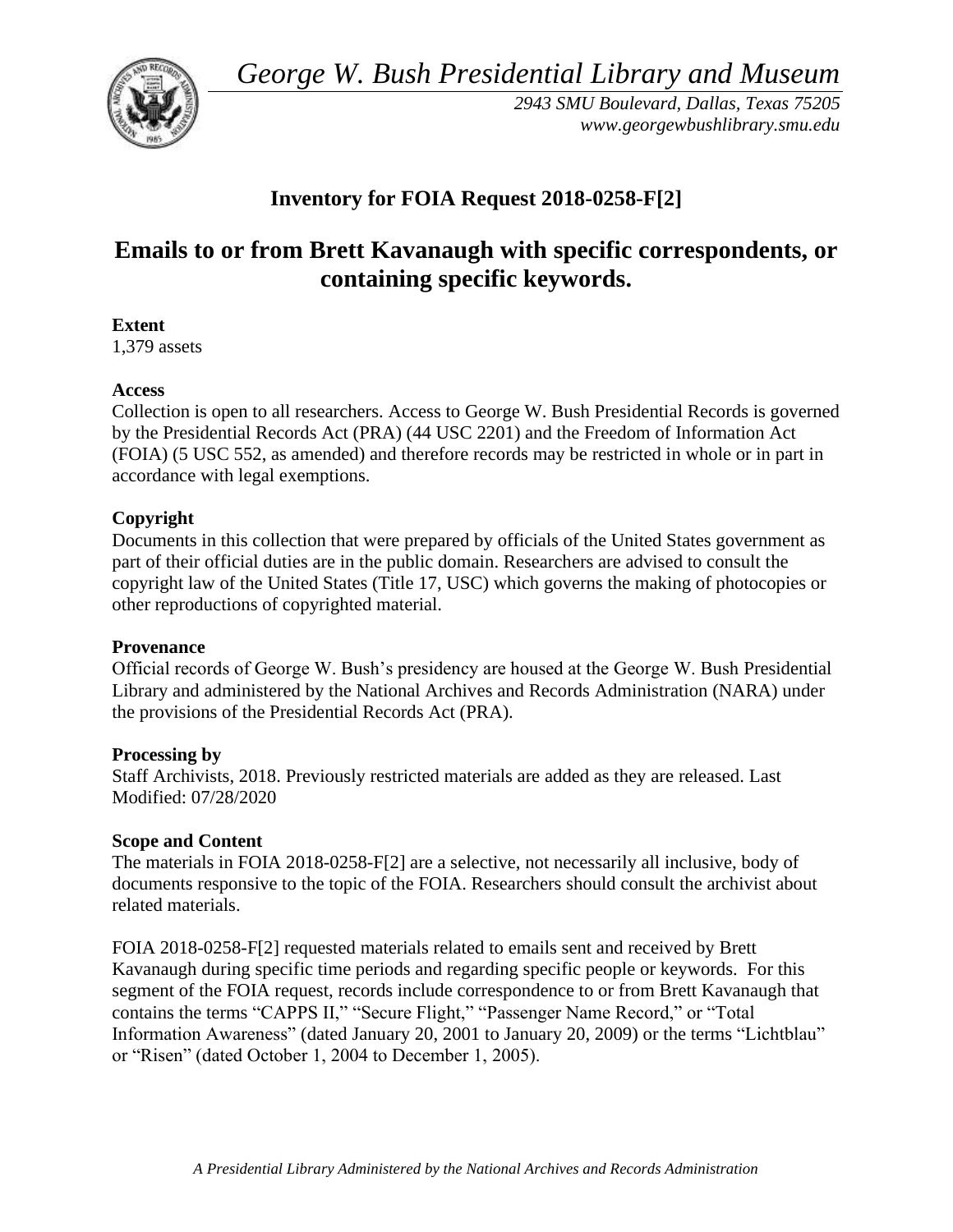*George W. Bush Presidential Library and Museum*

*2943 SMU Boulevard, Dallas, Texas 75205*
*www.georgewbushlibrary.smu.edu*

## Inventory for FOIA Request 2018-0258-F[2]

# Emails to or from Brett Kavanaugh with specific correspondents, or containing specific keywords.

**Extent**
1,379 assets

**Access**
Collection is open to all researchers. Access to George W. Bush Presidential Records is governed by the Presidential Records Act (PRA) (44 USC 2201) and the Freedom of Information Act (FOIA) (5 USC 552, as amended) and therefore records may be restricted in whole or in part in accordance with legal exemptions.

**Copyright**
Documents in this collection that were prepared by officials of the United States government as part of their official duties are in the public domain. Researchers are advised to consult the copyright law of the United States (Title 17, USC) which governs the making of photocopies or other reproductions of copyrighted material.

**Provenance**
Official records of George W. Bush's presidency are housed at the George W. Bush Presidential Library and administered by the National Archives and Records Administration (NARA) under the provisions of the Presidential Records Act (PRA).

**Processing by**
Staff Archivists, 2018. Previously restricted materials are added as they are released. Last Modified: 07/28/2020

**Scope and Content**
The materials in FOIA 2018-0258-F[2] are a selective, not necessarily all inclusive, body of documents responsive to the topic of the FOIA. Researchers should consult the archivist about related materials.

FOIA 2018-0258-F[2] requested materials related to emails sent and received by Brett Kavanaugh during specific time periods and regarding specific people or keywords. For this segment of the FOIA request, records include correspondence to or from Brett Kavanaugh that contains the terms "CAPPS II," "Secure Flight," "Passenger Name Record," or "Total Information Awareness" (dated January 20, 2001 to January 20, 2009) or the terms "Lichtblau" or "Risen" (dated October 1, 2004 to December 1, 2005).

*A Presidential Library Administered by the National Archives and Records Administration*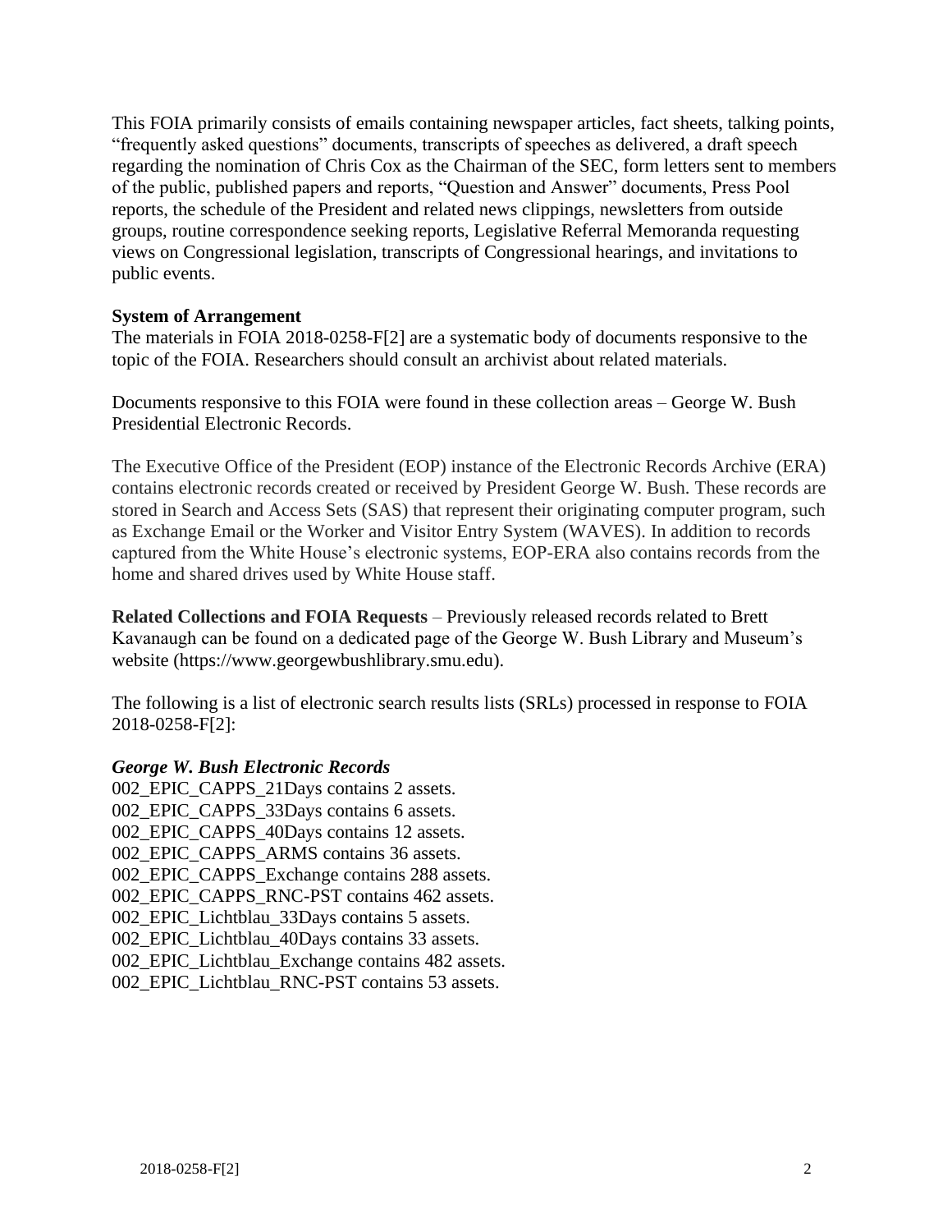This FOIA primarily consists of emails containing newspaper articles, fact sheets, talking points, “frequently asked questions” documents, transcripts of speeches as delivered, a draft speech regarding the nomination of Chris Cox as the Chairman of the SEC, form letters sent to members of the public, published papers and reports, “Question and Answer” documents, Press Pool reports, the schedule of the President and related news clippings, newsletters from outside groups, routine correspondence seeking reports, Legislative Referral Memoranda requesting views on Congressional legislation, transcripts of Congressional hearings, and invitations to public events.

**System of Arrangement**
The materials in FOIA 2018-0258-F[2] are a systematic body of documents responsive to the topic of the FOIA. Researchers should consult an archivist about related materials.

Documents responsive to this FOIA were found in these collection areas – George W. Bush Presidential Electronic Records.

The Executive Office of the President (EOP) instance of the Electronic Records Archive (ERA) contains electronic records created or received by President George W. Bush. These records are stored in Search and Access Sets (SAS) that represent their originating computer program, such as Exchange Email or the Worker and Visitor Entry System (WAVES). In addition to records captured from the White House’s electronic systems, EOP-ERA also contains records from the home and shared drives used by White House staff.

**Related Collections and FOIA Requests** – Previously released records related to Brett Kavanaugh can be found on a dedicated page of the George W. Bush Library and Museum’s website (https://www.georgewbushlibrary.smu.edu).

The following is a list of electronic search results lists (SRLs) processed in response to FOIA 2018-0258-F[2]:

***George W. Bush Electronic Records***
002_EPIC_CAPPS_21Days contains 2 assets.
002_EPIC_CAPPS_33Days contains 6 assets.
002_EPIC_CAPPS_40Days contains 12 assets.
002_EPIC_CAPPS_ARMS contains 36 assets.
002_EPIC_CAPPS_Exchange contains 288 assets.
002_EPIC_CAPPS_RNC-PST contains 462 assets.
002_EPIC_Lichtblau_33Days contains 5 assets.
002_EPIC_Lichtblau_40Days contains 33 assets.
002_EPIC_Lichtblau_Exchange contains 482 assets.
002_EPIC_Lichtblau_RNC-PST contains 53 assets.